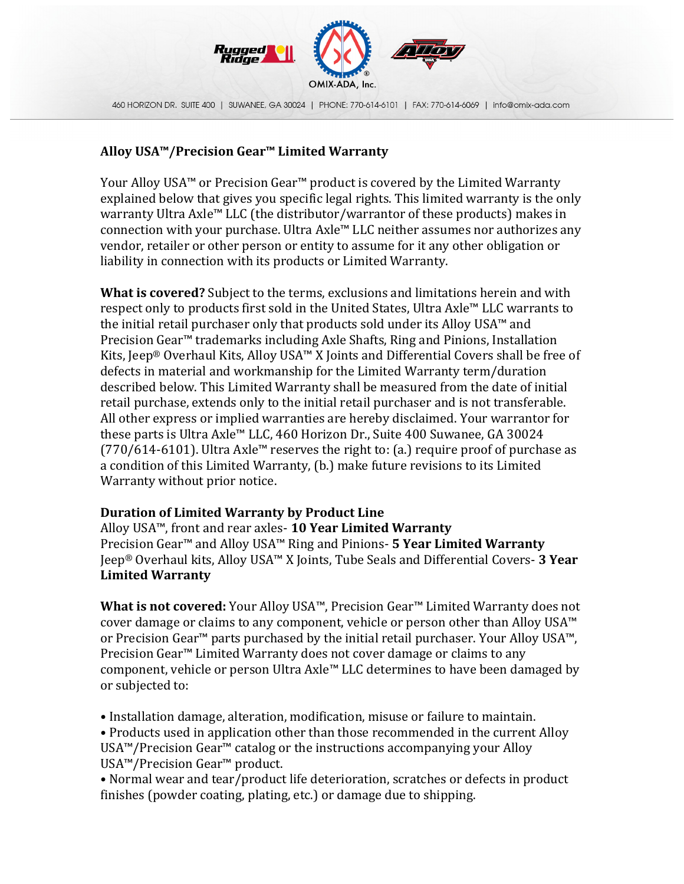## Alloy USA™/Precision Gear™ Limited Warranty

Your Alloy USA™ or Precision Gear™ product is covered by the Limited Warranty explained below that gives you specific legal rights. This limited warranty is the only warranty Ultra Axle™ LLC (the distributor/warrantor of these products) makes in connection with your purchase. Ultra Axle™ LLC neither assumes nor authorizes any vendor, retailer or other person or entity to assume for it any other obligation or liability in connection with its products or Limited Warranty.

**What is covered?** Subject to the terms, exclusions and limitations herein and with respect only to products first sold in the United States, Ultra Axle™ LLC warrants to the initial retail purchaser only that products sold under its Alloy USA™ and Precision Gear™ trademarks including Axle Shafts, Ring and Pinions, Installation Kits, Jeep® Overhaul Kits, Alloy USA™ X Joints and Differential Covers shall be free of defects in material and workmanship for the Limited Warranty term/duration described below. This Limited Warranty shall be measured from the date of initial retail purchase, extends only to the initial retail purchaser and is not transferable. All other express or implied warranties are hereby disclaimed. Your warrantor for these parts is Ultra Axle™ LLC, 460 Horizon Dr., Suite 400 Suwanee, GA 30024 (770/614-6101). Ultra Axle™ reserves the right to: (a.) require proof of purchase as a condition of this Limited Warranty, (b.) make future revisions to its Limited Warranty without prior notice.

**Duration of Limited Warranty by Product Line**
Alloy USA™, front and rear axles- **10 Year Limited Warranty**
Precision Gear™ and Alloy USA™ Ring and Pinions- **5 Year Limited Warranty**
Jeep® Overhaul kits, Alloy USA™ X Joints, Tube Seals and Differential Covers- **3 Year Limited Warranty**

**What is not covered:** Your Alloy USA™, Precision Gear™ Limited Warranty does not cover damage or claims to any component, vehicle or person other than Alloy USA™ or Precision Gear™ parts purchased by the initial retail purchaser. Your Alloy USA™, Precision Gear™ Limited Warranty does not cover damage or claims to any component, vehicle or person Ultra Axle™ LLC determines to have been damaged by or subjected to:

- Installation damage, alteration, modification, misuse or failure to maintain.
- Products used in application other than those recommended in the current Alloy USA™/Precision Gear™ catalog or the instructions accompanying your Alloy USA™/Precision Gear™ product.
- Normal wear and tear/product life deterioration, scratches or defects in product finishes (powder coating, plating, etc.) or damage due to shipping.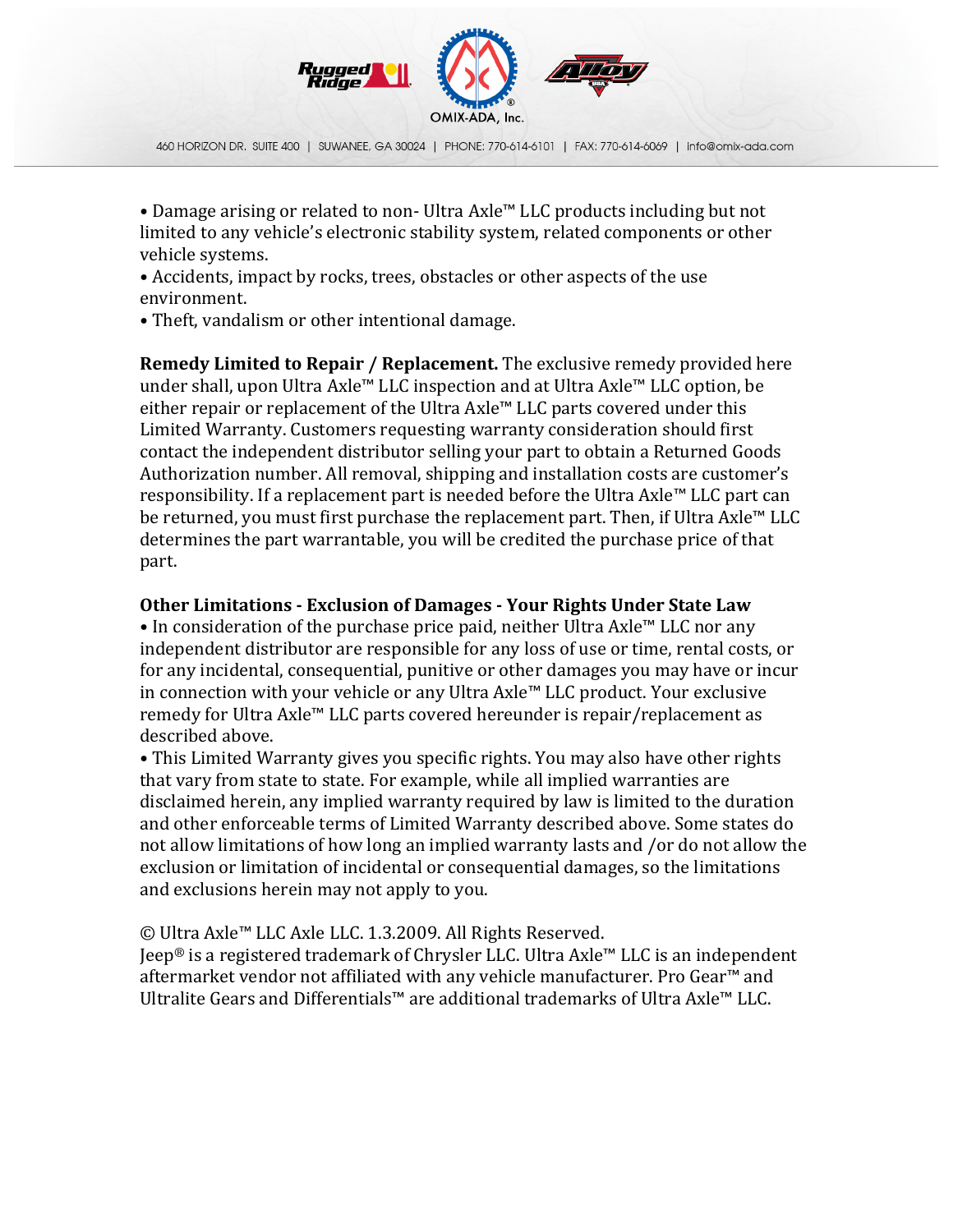• Damage arising or related to non- Ultra Axle™ LLC products including but not limited to any vehicle's electronic stability system, related components or other vehicle systems.
• Accidents, impact by rocks, trees, obstacles or other aspects of the use environment.
• Theft, vandalism or other intentional damage.

**Remedy Limited to Repair / Replacement.** The exclusive remedy provided here under shall, upon Ultra Axle™ LLC inspection and at Ultra Axle™ LLC option, be either repair or replacement of the Ultra Axle™ LLC parts covered under this Limited Warranty. Customers requesting warranty consideration should first contact the independent distributor selling your part to obtain a Returned Goods Authorization number. All removal, shipping and installation costs are customer's responsibility. If a replacement part is needed before the Ultra Axle™ LLC part can be returned, you must first purchase the replacement part. Then, if Ultra Axle™ LLC determines the part warrantable, you will be credited the purchase price of that part.

**Other Limitations - Exclusion of Damages - Your Rights Under State Law**
• In consideration of the purchase price paid, neither Ultra Axle™ LLC nor any independent distributor are responsible for any loss of use or time, rental costs, or for any incidental, consequential, punitive or other damages you may have or incur in connection with your vehicle or any Ultra Axle™ LLC product. Your exclusive remedy for Ultra Axle™ LLC parts covered hereunder is repair/replacement as described above.
• This Limited Warranty gives you specific rights. You may also have other rights that vary from state to state. For example, while all implied warranties are disclaimed herein, any implied warranty required by law is limited to the duration and other enforceable terms of Limited Warranty described above. Some states do not allow limitations of how long an implied warranty lasts and /or do not allow the exclusion or limitation of incidental or consequential damages, so the limitations and exclusions herein may not apply to you.

© Ultra Axle™ LLC Axle LLC. 1.3.2009. All Rights Reserved.
Jeep® is a registered trademark of Chrysler LLC. Ultra Axle™ LLC is an independent aftermarket vendor not affiliated with any vehicle manufacturer. Pro Gear™ and Ultralite Gears and Differentials™ are additional trademarks of Ultra Axle™ LLC.